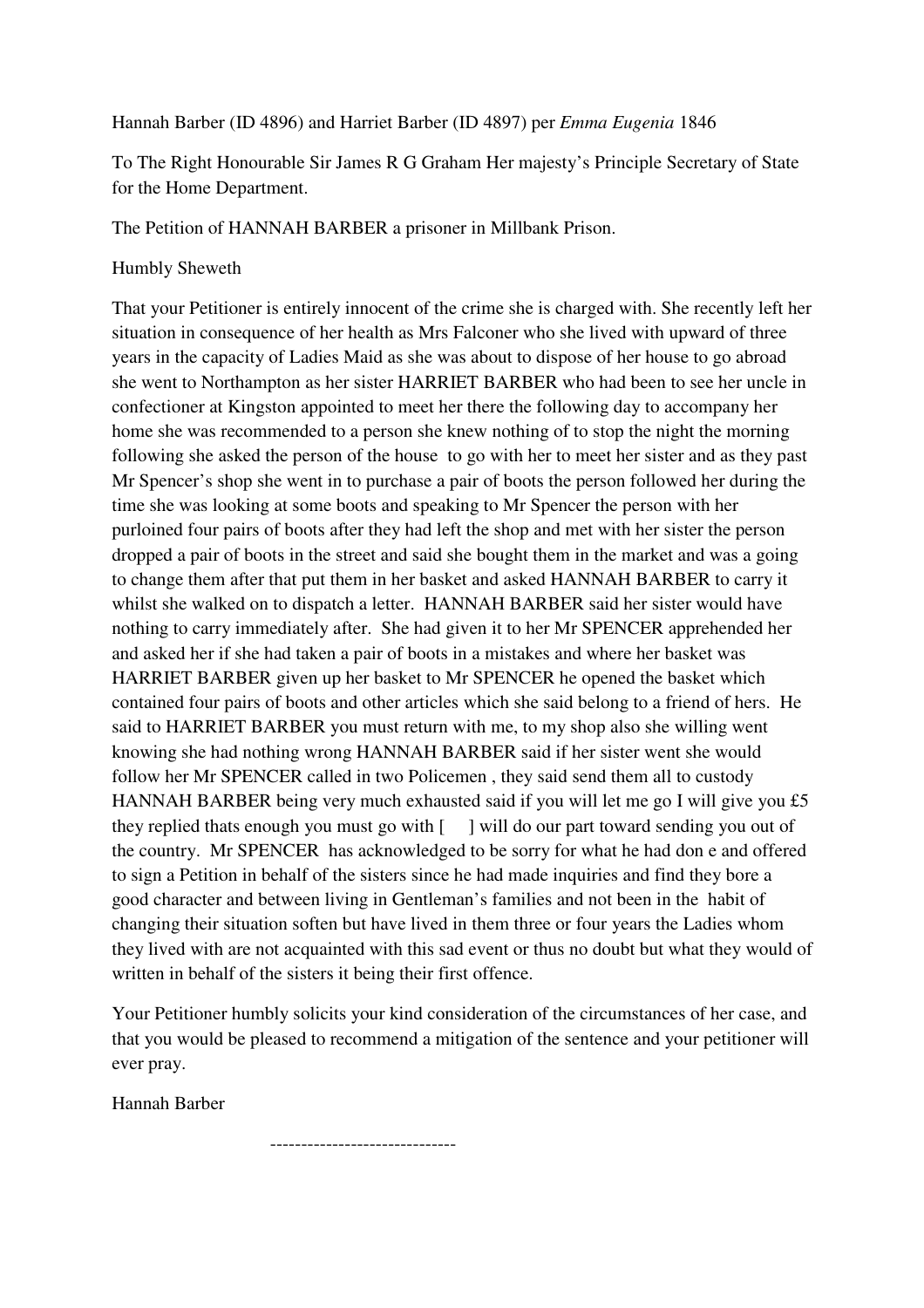Hannah Barber (ID 4896) and Harriet Barber (ID 4897) per *Emma Eugenia* 1846

To The Right Honourable Sir James R G Graham Her majesty's Principle Secretary of State for the Home Department.

The Petition of HANNAH BARBER a prisoner in Millbank Prison.

Humbly Sheweth

That your Petitioner is entirely innocent of the crime she is charged with. She recently left her situation in consequence of her health as Mrs Falconer who she lived with upward of three years in the capacity of Ladies Maid as she was about to dispose of her house to go abroad she went to Northampton as her sister HARRIET BARBER who had been to see her uncle in confectioner at Kingston appointed to meet her there the following day to accompany her home she was recommended to a person she knew nothing of to stop the night the morning following she asked the person of the house to go with her to meet her sister and as they past Mr Spencer's shop she went in to purchase a pair of boots the person followed her during the time she was looking at some boots and speaking to Mr Spencer the person with her purloined four pairs of boots after they had left the shop and met with her sister the person dropped a pair of boots in the street and said she bought them in the market and was a going to change them after that put them in her basket and asked HANNAH BARBER to carry it whilst she walked on to dispatch a letter. HANNAH BARBER said her sister would have nothing to carry immediately after. She had given it to her Mr SPENCER apprehended her and asked her if she had taken a pair of boots in a mistakes and where her basket was HARRIET BARBER given up her basket to Mr SPENCER he opened the basket which contained four pairs of boots and other articles which she said belong to a friend of hers. He said to HARRIET BARBER you must return with me, to my shop also she willing went knowing she had nothing wrong HANNAH BARBER said if her sister went she would follow her Mr SPENCER called in two Policemen , they said send them all to custody HANNAH BARBER being very much exhausted said if you will let me go I will give you £5 they replied thats enough you must go with [ ] will do our part toward sending you out of the country. Mr SPENCER has acknowledged to be sorry for what he had don e and offered to sign a Petition in behalf of the sisters since he had made inquiries and find they bore a good character and between living in Gentleman's families and not been in the habit of changing their situation soften but have lived in them three or four years the Ladies whom they lived with are not acquainted with this sad event or thus no doubt but what they would of written in behalf of the sisters it being their first offence.

Your Petitioner humbly solicits your kind consideration of the circumstances of her case, and that you would be pleased to recommend a mitigation of the sentence and your petitioner will ever pray.

Hannah Barber

------------------------------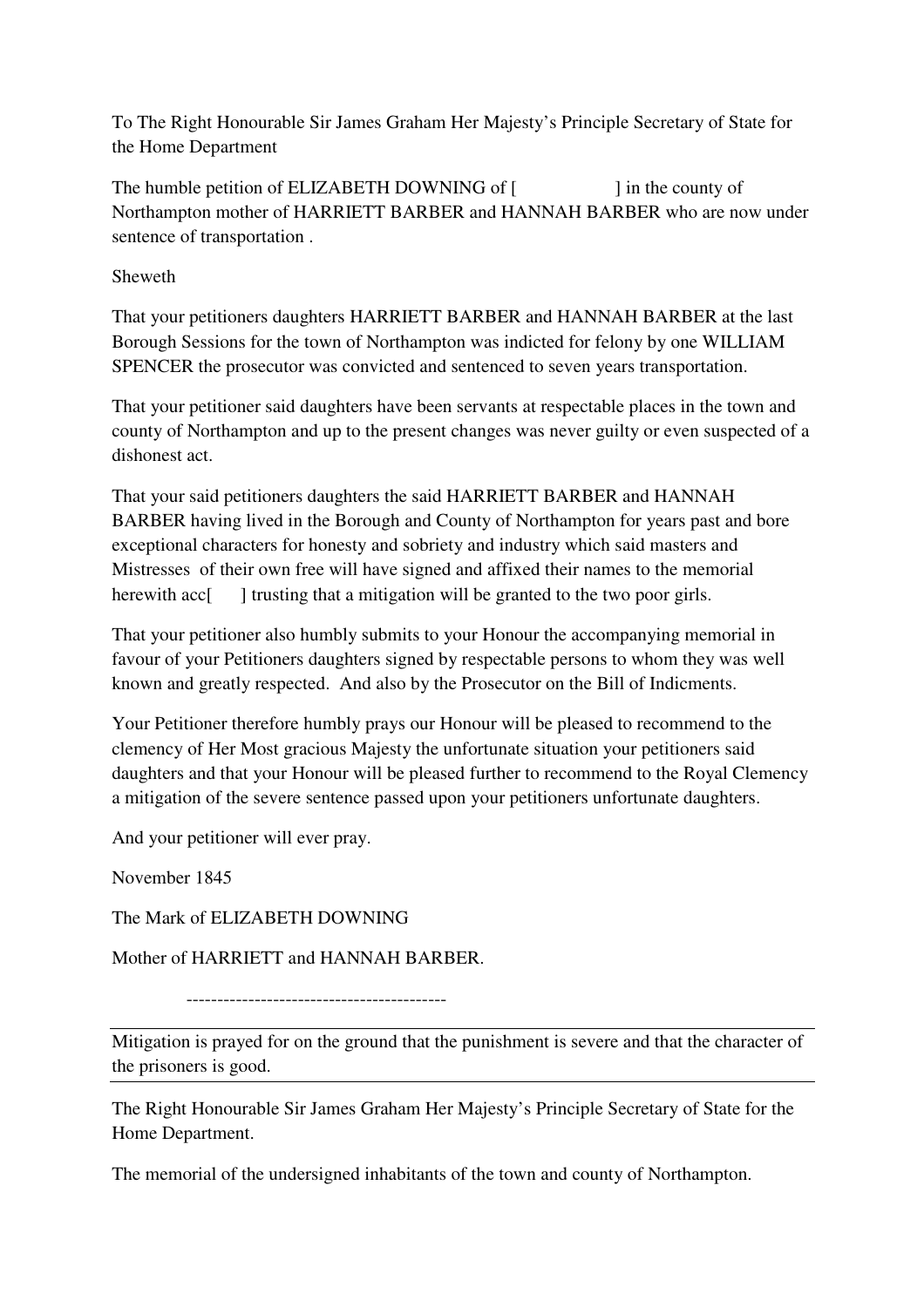To The Right Honourable Sir James Graham Her Majesty's Principle Secretary of State for the Home Department

The humble petition of ELIZABETH DOWNING of [                    ] in the county of Northampton mother of HARRIETT BARBER and HANNAH BARBER who are now under sentence of transportation .

Sheweth

That your petitioners daughters HARRIETT BARBER and HANNAH BARBER at the last Borough Sessions for the town of Northampton was indicted for felony by one WILLIAM SPENCER the prosecutor was convicted and sentenced to seven years transportation.

That your petitioner said daughters have been servants at respectable places in the town and county of Northampton and up to the present changes was never guilty or even suspected of a dishonest act.

That your said petitioners daughters the said HARRIETT BARBER and HANNAH BARBER having lived in the Borough and County of Northampton for years past and bore exceptional characters for honesty and sobriety and industry which said masters and Mistresses of their own free will have signed and affixed their names to the memorial herewith acc[      ] trusting that a mitigation will be granted to the two poor girls.

That your petitioner also humbly submits to your Honour the accompanying memorial in favour of your Petitioners daughters signed by respectable persons to whom they was well known and greatly respected. And also by the Prosecutor on the Bill of Indicments.

Your Petitioner therefore humbly prays our Honour will be pleased to recommend to the clemency of Her Most gracious Majesty the unfortunate situation your petitioners said daughters and that your Honour will be pleased further to recommend to the Royal Clemency a mitigation of the severe sentence passed upon your petitioners unfortunate daughters.

And your petitioner will ever pray.

November 1845

The Mark of ELIZABETH DOWNING

Mother of HARRIETT and HANNAH BARBER.

------------------------------------------

---

Mitigation is prayed for on the ground that the punishment is severe and that the character of the prisoners is good.

---

The Right Honourable Sir James Graham Her Majesty's Principle Secretary of State for the Home Department.

The memorial of the undersigned inhabitants of the town and county of Northampton.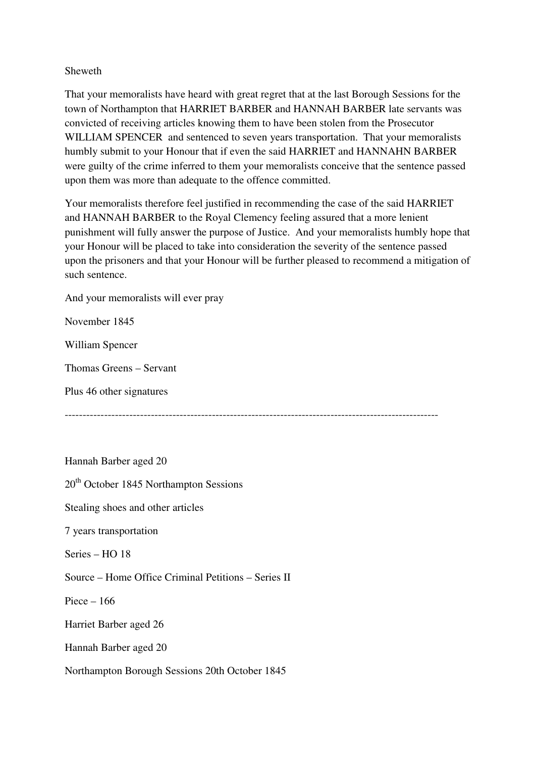Sheweth

That your memoralists have heard with great regret that at the last Borough Sessions for the town of Northampton that HARRIET BARBER and HANNAH BARBER late servants was convicted of receiving articles knowing them to have been stolen from the Prosecutor WILLIAM SPENCER and sentenced to seven years transportation. That your memoralists humbly submit to your Honour that if even the said HARRIET and HANNAHN BARBER were guilty of the crime inferred to them your memoralists conceive that the sentence passed upon them was more than adequate to the offence committed.

Your memoralists therefore feel justified in recommending the case of the said HARRIET and HANNAH BARBER to the Royal Clemency feeling assured that a more lenient punishment will fully answer the purpose of Justice. And your memoralists humbly hope that your Honour will be placed to take into consideration the severity of the sentence passed upon the prisoners and that your Honour will be further pleased to recommend a mitigation of such sentence.

And your memoralists will ever pray

November 1845

William Spencer

Thomas Greens – Servant

Plus 46 other signatures

---

Hannah Barber aged 20

20th October 1845 Northampton Sessions

Stealing shoes and other articles

7 years transportation

Series – HO 18

Source – Home Office Criminal Petitions – Series II

Piece – 166

Harriet Barber aged 26

Hannah Barber aged 20

Northampton Borough Sessions 20th October 1845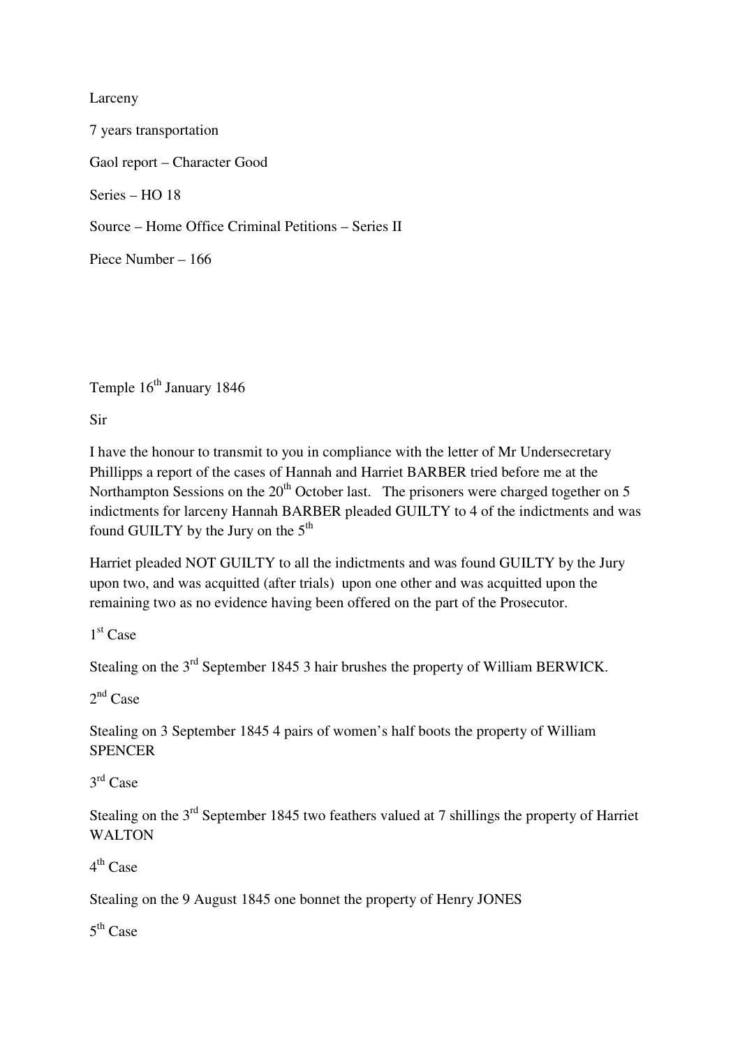Larceny

7 years transportation

Gaol report – Character Good

Series – HO 18

Source – Home Office Criminal Petitions – Series II

Piece Number – 166

Temple 16th January 1846

Sir

I have the honour to transmit to you in compliance with the letter of Mr Undersecretary Phillipps a report of the cases of Hannah and Harriet BARBER tried before me at the Northampton Sessions on the 20th October last. The prisoners were charged together on 5 indictments for larceny Hannah BARBER pleaded GUILTY to 4 of the indictments and was found GUILTY by the Jury on the 5th

Harriet pleaded NOT GUILTY to all the indictments and was found GUILTY by the Jury upon two, and was acquitted (after trials) upon one other and was acquitted upon the remaining two as no evidence having been offered on the part of the Prosecutor.

1st Case

Stealing on the 3rd September 1845 3 hair brushes the property of William BERWICK.

2nd Case

Stealing on 3 September 1845 4 pairs of women's half boots the property of William SPENCER

3rd Case

Stealing on the 3rd September 1845 two feathers valued at 7 shillings the property of Harriet WALTON

4th Case

Stealing on the 9 August 1845 one bonnet the property of Henry JONES

5th Case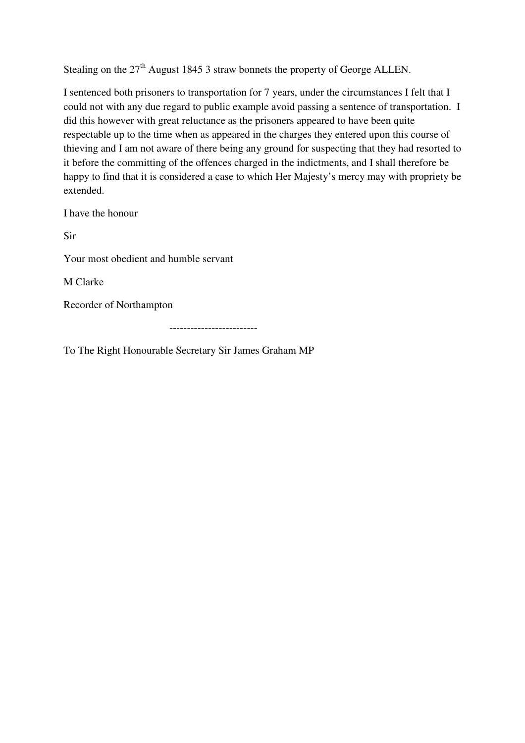Stealing on the 27th August 1845 3 straw bonnets the property of George ALLEN.

I sentenced both prisoners to transportation for 7 years, under the circumstances I felt that I could not with any due regard to public example avoid passing a sentence of transportation. I did this however with great reluctance as the prisoners appeared to have been quite respectable up to the time when as appeared in the charges they entered upon this course of thieving and I am not aware of there being any ground for suspecting that they had resorted to it before the committing of the offences charged in the indictments, and I shall therefore be happy to find that it is considered a case to which Her Majesty's mercy may with propriety be extended.

I have the honour

Sir

Your most obedient and humble servant

M Clarke

Recorder of Northampton

-------------------------

To The Right Honourable Secretary Sir James Graham MP